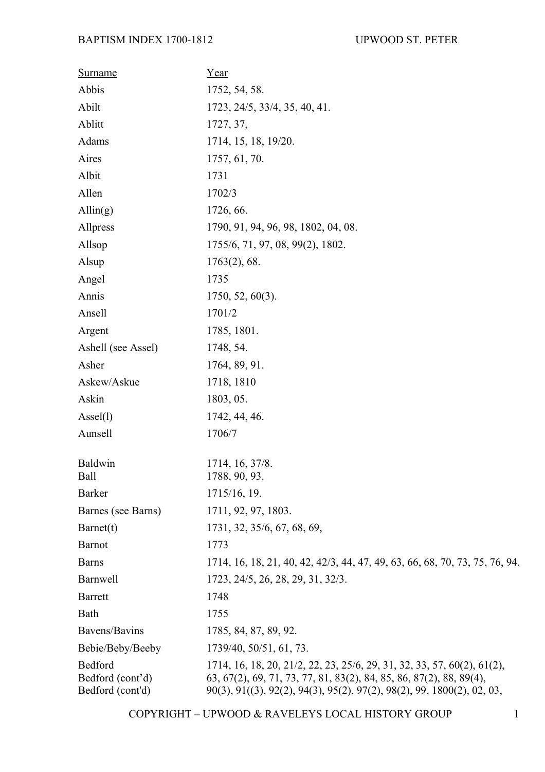# BAPTISM INDEX 1700-1812 — UPWOOD ST. PETER

| Surname | Year |
|---|---|
| Abbis | 1752, 54, 58. |
| Abilt | 1723, 24/5, 33/4, 35, 40, 41. |
| Ablitt | 1727, 37, |
| Adams | 1714, 15, 18, 19/20. |
| Aires | 1757, 61, 70. |
| Albit | 1731 |
| Allen | 1702/3 |
| Allin(g) | 1726, 66. |
| Allpress | 1790, 91, 94, 96, 98, 1802, 04, 08. |
| Allsop | 1755/6, 71, 97, 08, 99(2), 1802. |
| Alsup | 1763(2), 68. |
| Angel | 1735 |
| Annis | 1750, 52, 60(3). |
| Ansell | 1701/2 |
| Argent | 1785, 1801. |
| Ashell (see Assel) | 1748, 54. |
| Asher | 1764, 89, 91. |
| Askew/Askue | 1718, 1810 |
| Askin | 1803, 05. |
| Assel(l) | 1742, 44, 46. |
| Aunsell | 1706/7 |
| | |
| Baldwin | 1714, 16, 37/8. |
| Ball | 1788, 90, 93. |
| Barker | 1715/16, 19. |
| Barnes (see Barns) | 1711, 92, 97, 1803. |
| Barnet(t) | 1731, 32, 35/6, 67, 68, 69, |
| Barnot | 1773 |
| Barns | 1714, 16, 18, 21, 40, 42, 42/3, 44, 47, 49, 63, 66, 68, 70, 73, 75, 76, 94. |
| Barnwell | 1723, 24/5, 26, 28, 29, 31, 32/3. |
| Barrett | 1748 |
| Bath | 1755 |
| Bavens/Bavins | 1785, 84, 87, 89, 92. |
| Bebie/Beby/Beeby | 1739/40, 50/51, 61, 73. |
| Bedford | 1714, 16, 18, 20, 21/2, 22, 23, 25/6, 29, 31, 32, 33, 57, 60(2), 61(2), |
| Bedford (cont'd) | 63, 67(2), 69, 71, 73, 77, 81, 83(2), 84, 85, 86, 87(2), 88, 89(4), |
| Bedford (cont'd) | 90(3), 91((3), 92(2), 94(3), 95(2), 97(2), 98(2), 99, 1800(2), 02, 03, |

COPYRIGHT – UPWOOD & RAVELEYS LOCAL HISTORY GROUP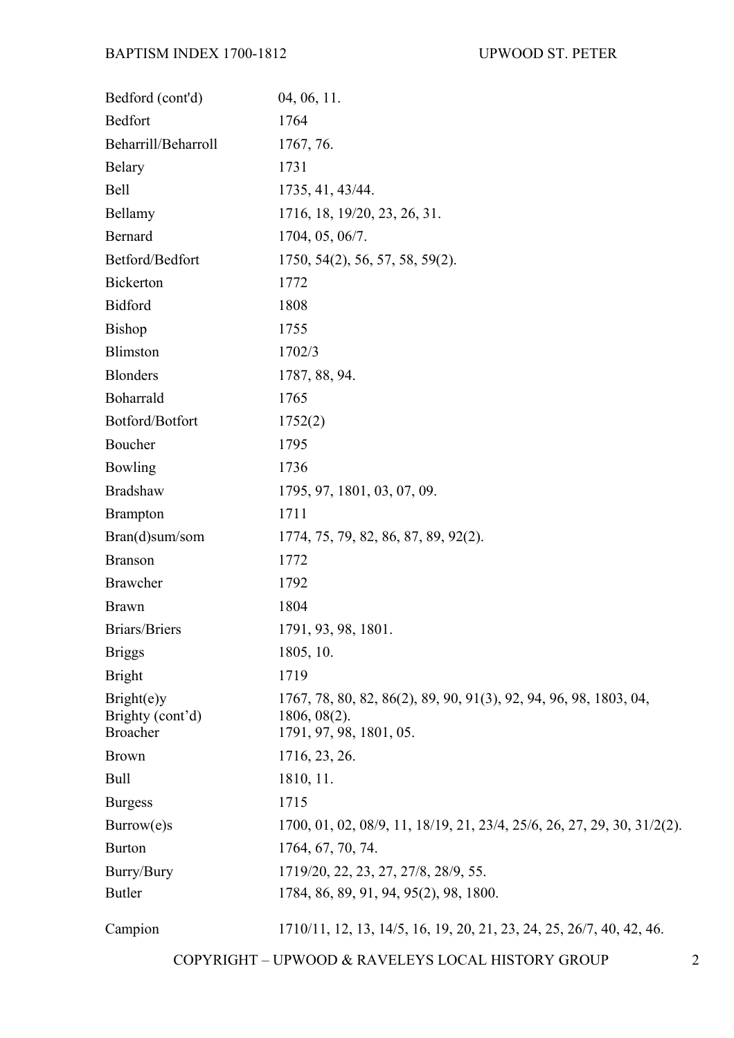| Surname | Years |
|---|---|
| Bedford (cont'd) | 04, 06, 11. |
| Bedfort | 1764 |
| Beharrill/Beharroll | 1767, 76. |
| Belary | 1731 |
| Bell | 1735, 41, 43/44. |
| Bellamy | 1716, 18, 19/20, 23, 26, 31. |
| Bernard | 1704, 05, 06/7. |
| Betford/Bedfort | 1750, 54(2), 56, 57, 58, 59(2). |
| Bickerton | 1772 |
| Bidford | 1808 |
| Bishop | 1755 |
| Blimston | 1702/3 |
| Blonders | 1787, 88, 94. |
| Boharrald | 1765 |
| Botford/Botfort | 1752(2) |
| Boucher | 1795 |
| Bowling | 1736 |
| Bradshaw | 1795, 97, 1801, 03, 07, 09. |
| Brampton | 1711 |
| Bran(d)sum/som | 1774, 75, 79, 82, 86, 87, 89, 92(2). |
| Branson | 1772 |
| Brawcher | 1792 |
| Brawn | 1804 |
| Briars/Briers | 1791, 93, 98, 1801. |
| Briggs | 1805, 10. |
| Bright | 1719 |
| Bright(e)y | 1767, 78, 80, 82, 86(2), 89, 90, 91(3), 92, 94, 96, 98, 1803, 04, |
| Brighty (cont'd) | 1806, 08(2). |
| Broacher | 1791, 97, 98, 1801, 05. |
| Brown | 1716, 23, 26. |
| Bull | 1810, 11. |
| Burgess | 1715 |
| Burrow(e)s | 1700, 01, 02, 08/9, 11, 18/19, 21, 23/4, 25/6, 26, 27, 29, 30, 31/2(2). |
| Burton | 1764, 67, 70, 74. |
| Burry/Bury | 1719/20, 22, 23, 27, 27/8, 28/9, 55. |
| Butler | 1784, 86, 89, 91, 94, 95(2), 98, 1800. |
| Campion | 1710/11, 12, 13, 14/5, 16, 19, 20, 21, 23, 24, 25, 26/7, 40, 42, 46. |

COPYRIGHT – UPWOOD & RAVELEYS LOCAL HISTORY GROUP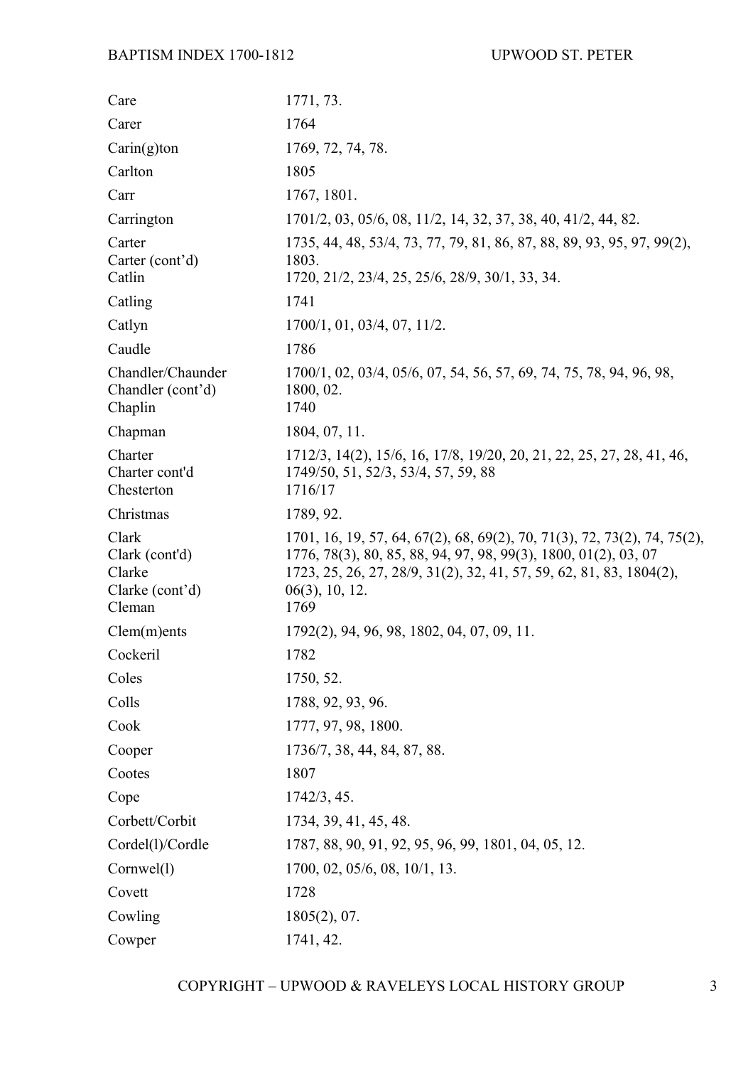| | |
|---|---|
| Care | 1771, 73. |
| Carer | 1764 |
| Carin(g)ton | 1769, 72, 74, 78. |
| Carlton | 1805 |
| Carr | 1767, 1801. |
| Carrington | 1701/2, 03, 05/6, 08, 11/2, 14, 32, 37, 38, 40, 41/2, 44, 82. |
| Carter | 1735, 44, 48, 53/4, 73, 77, 79, 81, 86, 87, 88, 89, 93, 95, 97, 99(2), |
| Carter (cont'd) | 1803. |
| Catlin | 1720, 21/2, 23/4, 25, 25/6, 28/9, 30/1, 33, 34. |
| Catling | 1741 |
| Catlyn | 1700/1, 01, 03/4, 07, 11/2. |
| Caudle | 1786 |
| Chandler/Chaunder | 1700/1, 02, 03/4, 05/6, 07, 54, 56, 57, 69, 74, 75, 78, 94, 96, 98, |
| Chandler (cont'd) | 1800, 02. |
| Chaplin | 1740 |
| Chapman | 1804, 07, 11. |
| Charter | 1712/3, 14(2), 15/6, 16, 17/8, 19/20, 20, 21, 22, 25, 27, 28, 41, 46, |
| Charter cont'd | 1749/50, 51, 52/3, 53/4, 57, 59, 88 |
| Chesterton | 1716/17 |
| Christmas | 1789, 92. |
| Clark | 1701, 16, 19, 57, 64, 67(2), 68, 69(2), 70, 71(3), 72, 73(2), 74, 75(2), |
| Clark (cont'd) | 1776, 78(3), 80, 85, 88, 94, 97, 98, 99(3), 1800, 01(2), 03, 07 |
| Clarke | 1723, 25, 26, 27, 28/9, 31(2), 32, 41, 57, 59, 62, 81, 83, 1804(2), |
| Clarke (cont'd) | 06(3), 10, 12. |
| Cleman | 1769 |
| Clem(m)ents | 1792(2), 94, 96, 98, 1802, 04, 07, 09, 11. |
| Cockeril | 1782 |
| Coles | 1750, 52. |
| Colls | 1788, 92, 93, 96. |
| Cook | 1777, 97, 98, 1800. |
| Cooper | 1736/7, 38, 44, 84, 87, 88. |
| Cootes | 1807 |
| Cope | 1742/3, 45. |
| Corbett/Corbit | 1734, 39, 41, 45, 48. |
| Cordel(l)/Cordle | 1787, 88, 90, 91, 92, 95, 96, 99, 1801, 04, 05, 12. |
| Cornwel(l) | 1700, 02, 05/6, 08, 10/1, 13. |
| Covett | 1728 |
| Cowling | 1805(2), 07. |
| Cowper | 1741, 42. |

COPYRIGHT – UPWOOD & RAVELEYS LOCAL HISTORY GROUP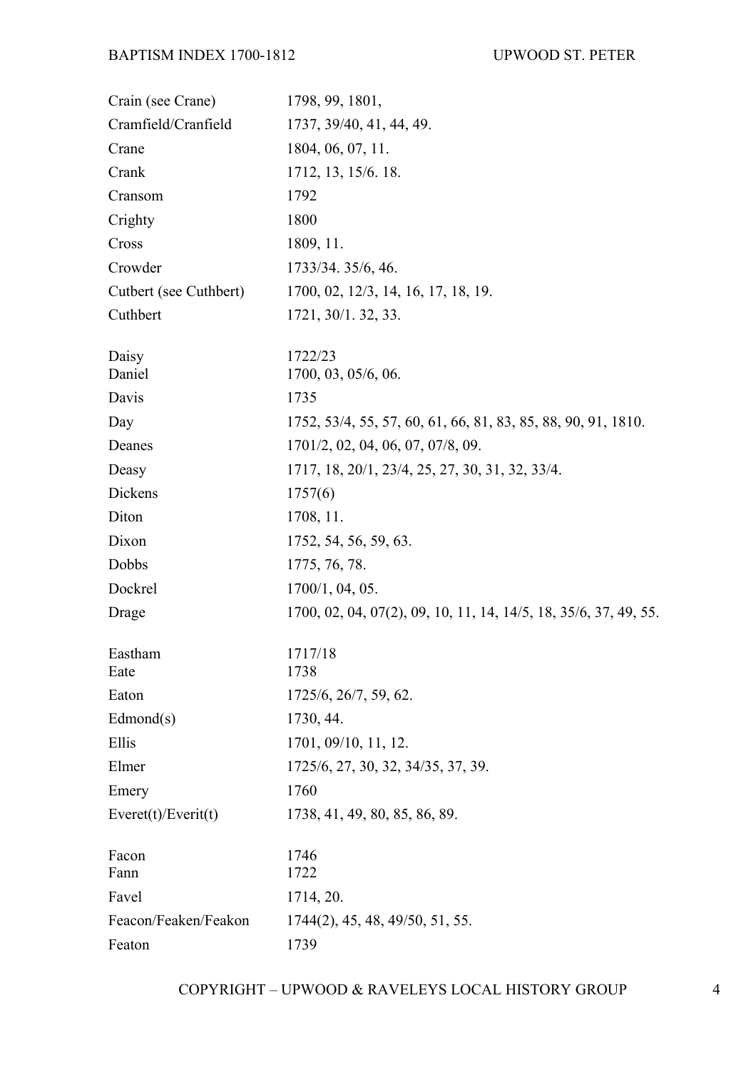| | |
|---|---|
| Crain (see Crane) | 1798, 99, 1801, |
| Cramfield/Cranfield | 1737, 39/40, 41, 44, 49. |
| Crane | 1804, 06, 07, 11. |
| Crank | 1712, 13, 15/6. 18. |
| Cransom | 1792 |
| Crighty | 1800 |
| Cross | 1809, 11. |
| Crowder | 1733/34. 35/6, 46. |
| Cutbert (see Cuthbert) | 1700, 02, 12/3, 14, 16, 17, 18, 19. |
| Cuthbert | 1721, 30/1. 32, 33. |
| | |
| Daisy | 1722/23 |
| Daniel | 1700, 03, 05/6, 06. |
| Davis | 1735 |
| Day | 1752, 53/4, 55, 57, 60, 61, 66, 81, 83, 85, 88, 90, 91, 1810. |
| Deanes | 1701/2, 02, 04, 06, 07, 07/8, 09. |
| Deasy | 1717, 18, 20/1, 23/4, 25, 27, 30, 31, 32, 33/4. |
| Dickens | 1757(6) |
| Diton | 1708, 11. |
| Dixon | 1752, 54, 56, 59, 63. |
| Dobbs | 1775, 76, 78. |
| Dockrel | 1700/1, 04, 05. |
| Drage | 1700, 02, 04, 07(2), 09, 10, 11, 14, 14/5, 18, 35/6, 37, 49, 55. |
| | |
| Eastham | 1717/18 |
| Eate | 1738 |
| Eaton | 1725/6, 26/7, 59, 62. |
| Edmond(s) | 1730, 44. |
| Ellis | 1701, 09/10, 11, 12. |
| Elmer | 1725/6, 27, 30, 32, 34/35, 37, 39. |
| Emery | 1760 |
| Everet(t)/Everit(t) | 1738, 41, 49, 80, 85, 86, 89. |
| | |
| Facon | 1746 |
| Fann | 1722 |
| Favel | 1714, 20. |
| Feacon/Feaken/Feakon | 1744(2), 45, 48, 49/50, 51, 55. |
| Featon | 1739 |

COPYRIGHT – UPWOOD & RAVELEYS LOCAL HISTORY GROUP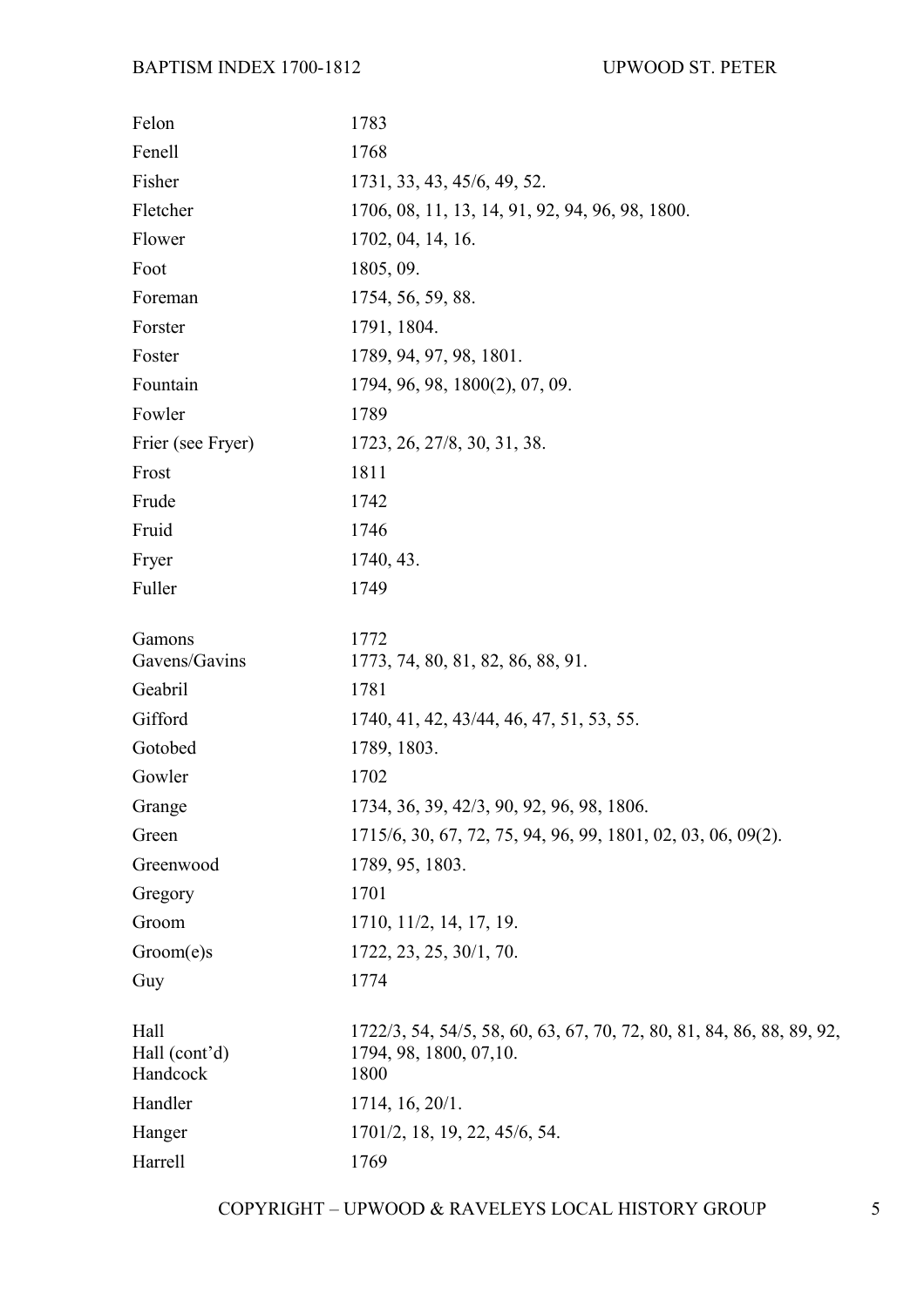| Surname | Years |
| --- | --- |
| Felon | 1783 |
| Fenell | 1768 |
| Fisher | 1731, 33, 43, 45/6, 49, 52. |
| Fletcher | 1706, 08, 11, 13, 14, 91, 92, 94, 96, 98, 1800. |
| Flower | 1702, 04, 14, 16. |
| Foot | 1805, 09. |
| Foreman | 1754, 56, 59, 88. |
| Forster | 1791, 1804. |
| Foster | 1789, 94, 97, 98, 1801. |
| Fountain | 1794, 96, 98, 1800(2), 07, 09. |
| Fowler | 1789 |
| Frier (see Fryer) | 1723, 26, 27/8, 30, 31, 38. |
| Frost | 1811 |
| Frude | 1742 |
| Fruid | 1746 |
| Fryer | 1740, 43. |
| Fuller | 1749 |
| | |
| Gamons | 1772 |
| Gavens/Gavins | 1773, 74, 80, 81, 82, 86, 88, 91. |
| Geabril | 1781 |
| Gifford | 1740, 41, 42, 43/44, 46, 47, 51, 53, 55. |
| Gotobed | 1789, 1803. |
| Gowler | 1702 |
| Grange | 1734, 36, 39, 42/3, 90, 92, 96, 98, 1806. |
| Green | 1715/6, 30, 67, 72, 75, 94, 96, 99, 1801, 02, 03, 06, 09(2). |
| Greenwood | 1789, 95, 1803. |
| Gregory | 1701 |
| Groom | 1710, 11/2, 14, 17, 19. |
| Groom(e)s | 1722, 23, 25, 30/1, 70. |
| Guy | 1774 |
| | |
| Hall | 1722/3, 54, 54/5, 58, 60, 63, 67, 70, 72, 80, 81, 84, 86, 88, 89, 92, |
| Hall (cont'd) | 1794, 98, 1800, 07,10. |
| Handcock | 1800 |
| Handler | 1714, 16, 20/1. |
| Hanger | 1701/2, 18, 19, 22, 45/6, 54. |
| Harrell | 1769 |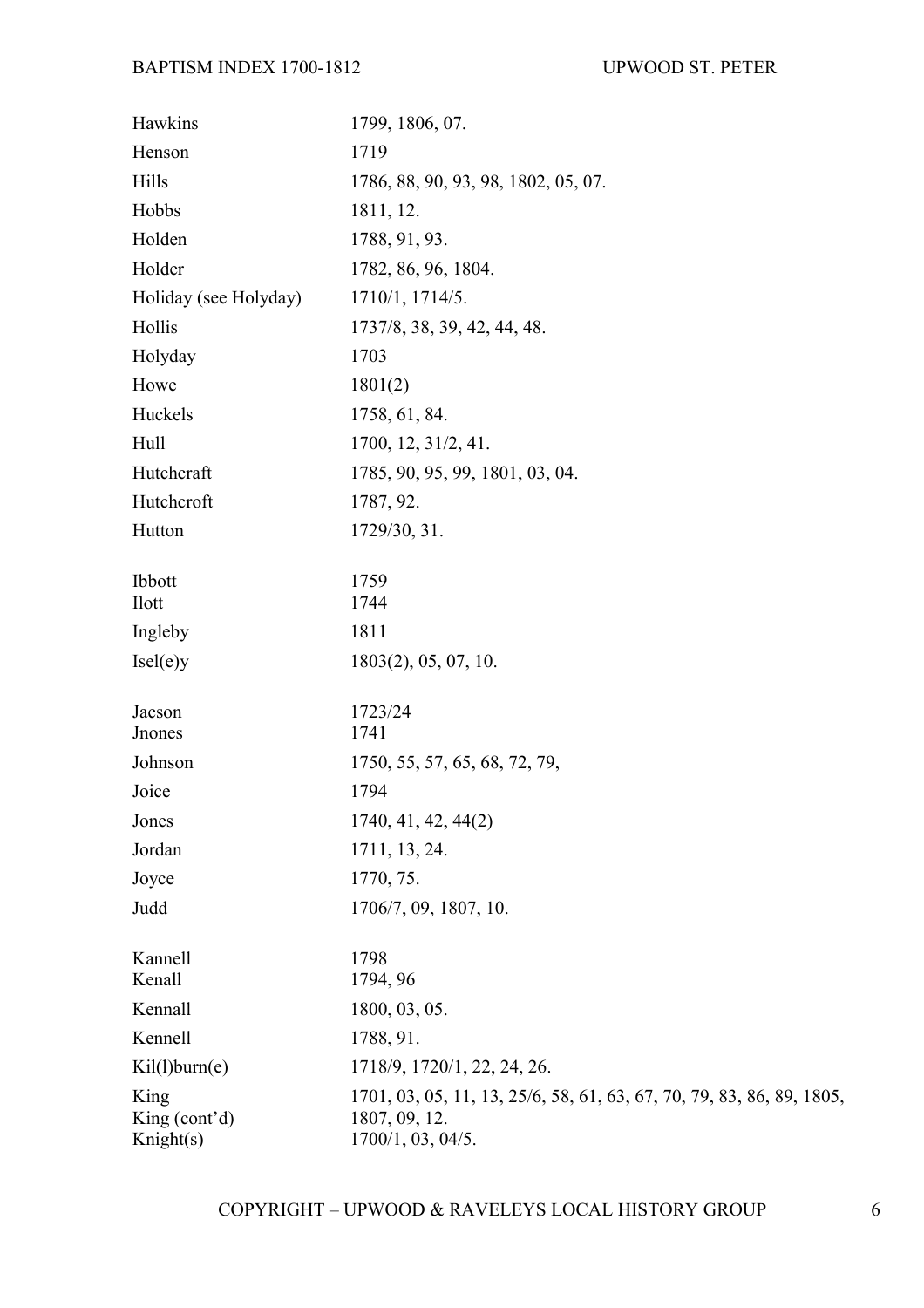| Surname | Years |
|---|---|
| Hawkins | 1799, 1806, 07. |
| Henson | 1719 |
| Hills | 1786, 88, 90, 93, 98, 1802, 05, 07. |
| Hobbs | 1811, 12. |
| Holden | 1788, 91, 93. |
| Holder | 1782, 86, 96, 1804. |
| Holiday (see Holyday) | 1710/1, 1714/5. |
| Hollis | 1737/8, 38, 39, 42, 44, 48. |
| Holyday | 1703 |
| Howe | 1801(2) |
| Huckels | 1758, 61, 84. |
| Hull | 1700, 12, 31/2, 41. |
| Hutchcraft | 1785, 90, 95, 99, 1801, 03, 04. |
| Hutchcroft | 1787, 92. |
| Hutton | 1729/30, 31. |
| | |
| Ibbott | 1759 |
| Ilott | 1744 |
| Ingleby | 1811 |
| Isel(e)y | 1803(2), 05, 07, 10. |
| | |
| Jacson | 1723/24 |
| Jnones | 1741 |
| Johnson | 1750, 55, 57, 65, 68, 72, 79, |
| Joice | 1794 |
| Jones | 1740, 41, 42, 44(2) |
| Jordan | 1711, 13, 24. |
| Joyce | 1770, 75. |
| Judd | 1706/7, 09, 1807, 10. |
| | |
| Kannell | 1798 |
| Kenall | 1794, 96 |
| Kennall | 1800, 03, 05. |
| Kennell | 1788, 91. |
| Kil(l)burn(e) | 1718/9, 1720/1, 22, 24, 26. |
| King | 1701, 03, 05, 11, 13, 25/6, 58, 61, 63, 67, 70, 79, 83, 86, 89, 1805, |
| King (cont'd) | 1807, 09, 12. |
| Knight(s) | 1700/1, 03, 04/5. |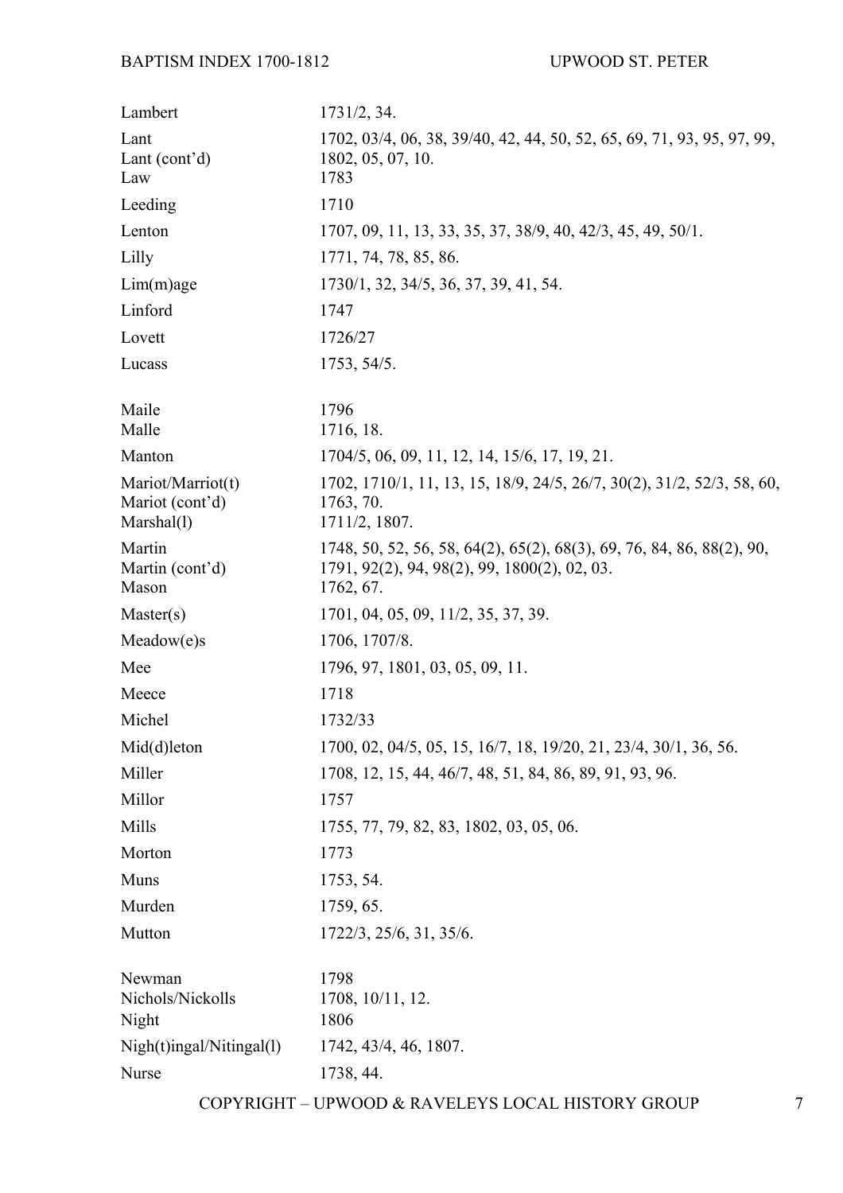| Surname | Years |
| --- | --- |
| Lambert | 1731/2, 34. |
| Lant | 1702, 03/4, 06, 38, 39/40, 42, 44, 50, 52, 65, 69, 71, 93, 95, 97, 99, |
| Lant (cont'd) | 1802, 05, 07, 10. |
| Law | 1783 |
| Leeding | 1710 |
| Lenton | 1707, 09, 11, 13, 33, 35, 37, 38/9, 40, 42/3, 45, 49, 50/1. |
| Lilly | 1771, 74, 78, 85, 86. |
| Lim(m)age | 1730/1, 32, 34/5, 36, 37, 39, 41, 54. |
| Linford | 1747 |
| Lovett | 1726/27 |
| Lucass | 1753, 54/5. |
| | |
| Maile | 1796 |
| Malle | 1716, 18. |
| Manton | 1704/5, 06, 09, 11, 12, 14, 15/6, 17, 19, 21. |
| Mariot/Marriot(t) | 1702, 1710/1, 11, 13, 15, 18/9, 24/5, 26/7, 30(2), 31/2, 52/3, 58, 60, |
| Mariot (cont'd) | 1763, 70. |
| Marshal(l) | 1711/2, 1807. |
| Martin | 1748, 50, 52, 56, 58, 64(2), 65(2), 68(3), 69, 76, 84, 86, 88(2), 90, |
| Martin (cont'd) | 1791, 92(2), 94, 98(2), 99, 1800(2), 02, 03. |
| Mason | 1762, 67. |
| Master(s) | 1701, 04, 05, 09, 11/2, 35, 37, 39. |
| Meadow(e)s | 1706, 1707/8. |
| Mee | 1796, 97, 1801, 03, 05, 09, 11. |
| Meece | 1718 |
| Michel | 1732/33 |
| Mid(d)leton | 1700, 02, 04/5, 05, 15, 16/7, 18, 19/20, 21, 23/4, 30/1, 36, 56. |
| Miller | 1708, 12, 15, 44, 46/7, 48, 51, 84, 86, 89, 91, 93, 96. |
| Millor | 1757 |
| Mills | 1755, 77, 79, 82, 83, 1802, 03, 05, 06. |
| Morton | 1773 |
| Muns | 1753, 54. |
| Murden | 1759, 65. |
| Mutton | 1722/3, 25/6, 31, 35/6. |
| | |
| Newman | 1798 |
| Nichols/Nickolls | 1708, 10/11, 12. |
| Night | 1806 |
| Nigh(t)ingal/Nitingal(l) | 1742, 43/4, 46, 1807. |
| Nurse | 1738, 44. |

COPYRIGHT – UPWOOD & RAVELEYS LOCAL HISTORY GROUP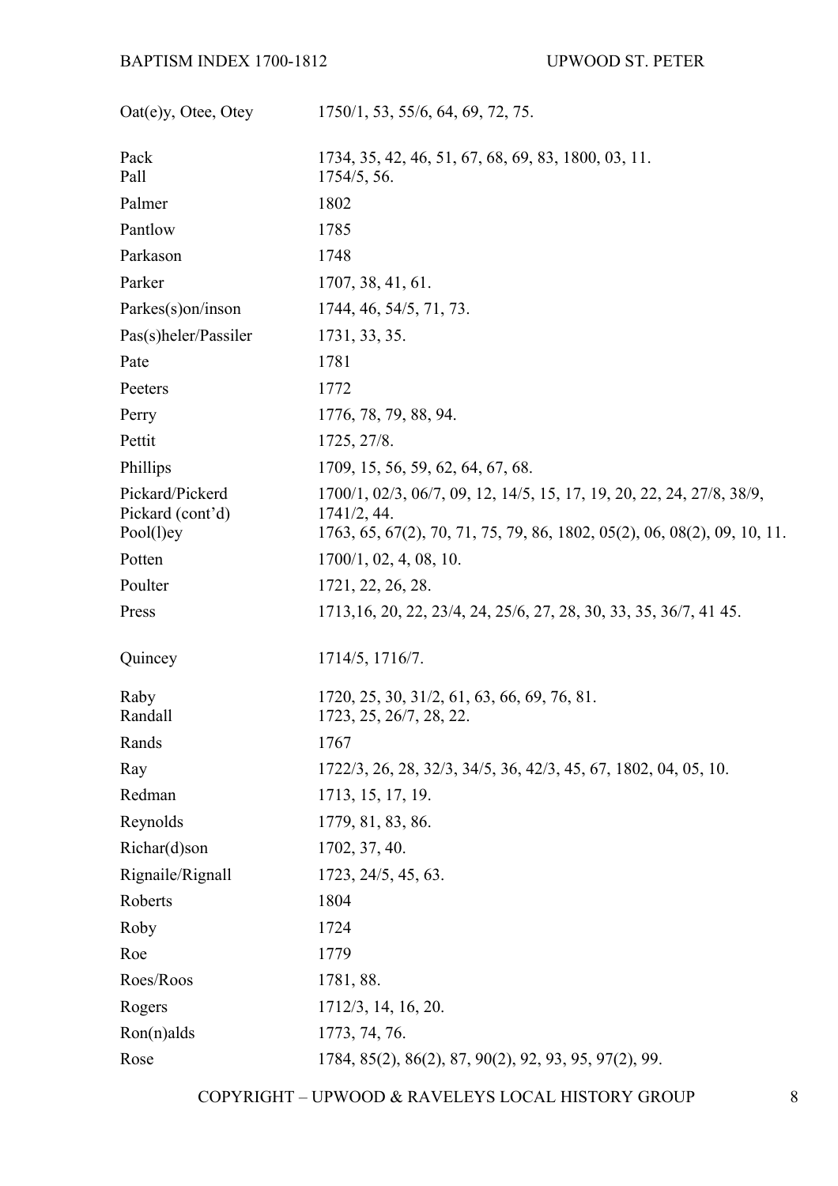| Surname | Years |
|---|---|
| Oat(e)y, Otee, Otey | 1750/1, 53, 55/6, 64, 69, 72, 75. |
| | |
| Pack | 1734, 35, 42, 46, 51, 67, 68, 69, 83, 1800, 03, 11. |
| Pall | 1754/5, 56. |
| Palmer | 1802 |
| Pantlow | 1785 |
| Parkason | 1748 |
| Parker | 1707, 38, 41, 61. |
| Parkes(s)on/inson | 1744, 46, 54/5, 71, 73. |
| Pas(s)heler/Passiler | 1731, 33, 35. |
| Pate | 1781 |
| Peeters | 1772 |
| Perry | 1776, 78, 79, 88, 94. |
| Pettit | 1725, 27/8. |
| Phillips | 1709, 15, 56, 59, 62, 64, 67, 68. |
| Pickard/Pickerd | 1700/1, 02/3, 06/7, 09, 12, 14/5, 15, 17, 19, 20, 22, 24, 27/8, 38/9, |
| Pickard (cont'd) | 1741/2, 44. |
| Pool(l)ey | 1763, 65, 67(2), 70, 71, 75, 79, 86, 1802, 05(2), 06, 08(2), 09, 10, 11. |
| Potten | 1700/1, 02, 4, 08, 10. |
| Poulter | 1721, 22, 26, 28. |
| Press | 1713,16, 20, 22, 23/4, 24, 25/6, 27, 28, 30, 33, 35, 36/7, 41 45. |
| | |
| Quincey | 1714/5, 1716/7. |
| | |
| Raby | 1720, 25, 30, 31/2, 61, 63, 66, 69, 76, 81. |
| Randall | 1723, 25, 26/7, 28, 22. |
| Rands | 1767 |
| Ray | 1722/3, 26, 28, 32/3, 34/5, 36, 42/3, 45, 67, 1802, 04, 05, 10. |
| Redman | 1713, 15, 17, 19. |
| Reynolds | 1779, 81, 83, 86. |
| Richar(d)son | 1702, 37, 40. |
| Rignaile/Rignall | 1723, 24/5, 45, 63. |
| Roberts | 1804 |
| Roby | 1724 |
| Roe | 1779 |
| Roes/Roos | 1781, 88. |
| Rogers | 1712/3, 14, 16, 20. |
| Ron(n)alds | 1773, 74, 76. |
| Rose | 1784, 85(2), 86(2), 87, 90(2), 92, 93, 95, 97(2), 99. |

COPYRIGHT – UPWOOD & RAVELEYS LOCAL HISTORY GROUP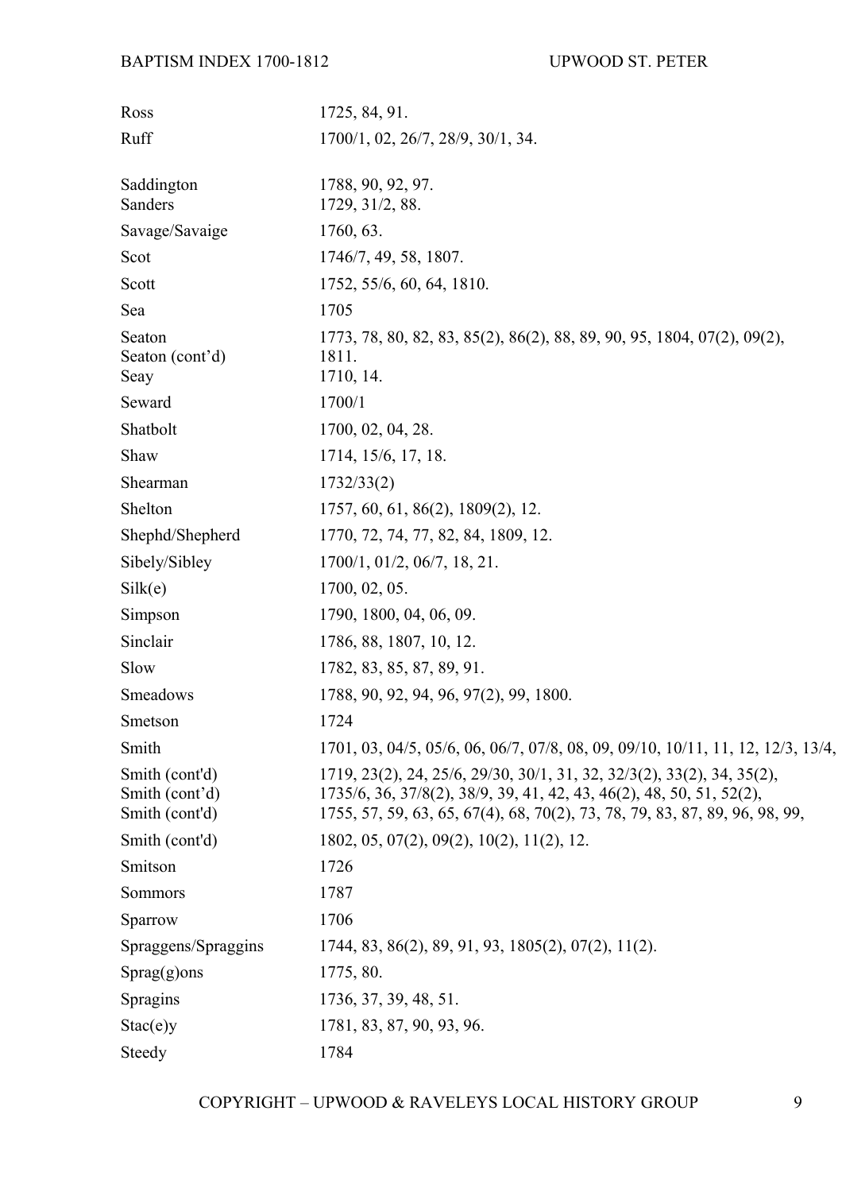| | |
|---|---|
| Ross | 1725, 84, 91. |
| Ruff | 1700/1, 02, 26/7, 28/9, 30/1, 34. |
| | |
| Saddington | 1788, 90, 92, 97. |
| Sanders | 1729, 31/2, 88. |
| Savage/Savaige | 1760, 63. |
| Scot | 1746/7, 49, 58, 1807. |
| Scott | 1752, 55/6, 60, 64, 1810. |
| Sea | 1705 |
| Seaton | 1773, 78, 80, 82, 83, 85(2), 86(2), 88, 89, 90, 95, 1804, 07(2), 09(2), |
| Seaton (cont'd) | 1811. |
| Seay | 1710, 14. |
| Seward | 1700/1 |
| Shatbolt | 1700, 02, 04, 28. |
| Shaw | 1714, 15/6, 17, 18. |
| Shearman | 1732/33(2) |
| Shelton | 1757, 60, 61, 86(2), 1809(2), 12. |
| Shephd/Shepherd | 1770, 72, 74, 77, 82, 84, 1809, 12. |
| Sibely/Sibley | 1700/1, 01/2, 06/7, 18, 21. |
| Silk(e) | 1700, 02, 05. |
| Simpson | 1790, 1800, 04, 06, 09. |
| Sinclair | 1786, 88, 1807, 10, 12. |
| Slow | 1782, 83, 85, 87, 89, 91. |
| Smeadows | 1788, 90, 92, 94, 96, 97(2), 99, 1800. |
| Smetson | 1724 |
| Smith | 1701, 03, 04/5, 05/6, 06, 06/7, 07/8, 08, 09, 09/10, 10/11, 11, 12, 12/3, 13/4, |
| Smith (cont'd) | 1719, 23(2), 24, 25/6, 29/30, 30/1, 31, 32, 32/3(2), 33(2), 34, 35(2), |
| Smith (cont'd) | 1735/6, 36, 37/8(2), 38/9, 39, 41, 42, 43, 46(2), 48, 50, 51, 52(2), |
| Smith (cont'd) | 1755, 57, 59, 63, 65, 67(4), 68, 70(2), 73, 78, 79, 83, 87, 89, 96, 98, 99, |
| Smith (cont'd) | 1802, 05, 07(2), 09(2), 10(2), 11(2), 12. |
| Smitson | 1726 |
| Sommors | 1787 |
| Sparrow | 1706 |
| Spraggens/Spraggins | 1744, 83, 86(2), 89, 91, 93, 1805(2), 07(2), 11(2). |
| Sprag(g)ons | 1775, 80. |
| Spragins | 1736, 37, 39, 48, 51. |
| Stac(e)y | 1781, 83, 87, 90, 93, 96. |
| Steedy | 1784 |

COPYRIGHT – UPWOOD & RAVELEYS LOCAL HISTORY GROUP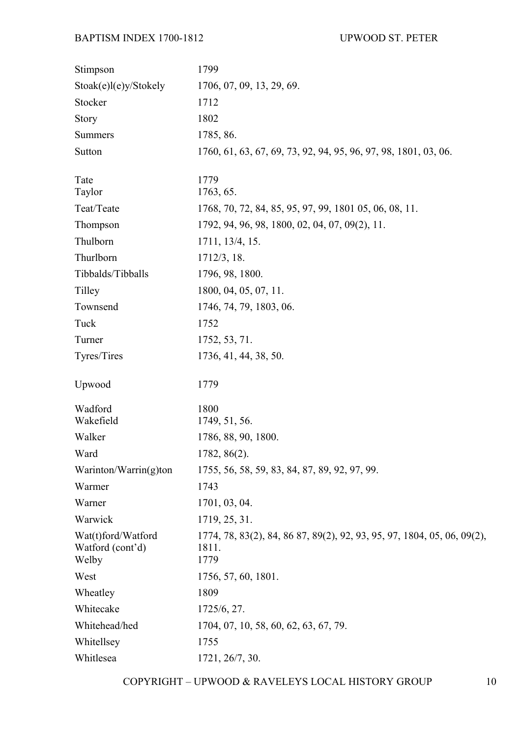| Surname | Years |
|---|---|
| Stimpson | 1799 |
| Stoak(e)l(e)y/Stokely | 1706, 07, 09, 13, 29, 69. |
| Stocker | 1712 |
| Story | 1802 |
| Summers | 1785, 86. |
| Sutton | 1760, 61, 63, 67, 69, 73, 92, 94, 95, 96, 97, 98, 1801, 03, 06. |
| | |
| Tate | 1779 |
| Taylor | 1763, 65. |
| Teat/Teate | 1768, 70, 72, 84, 85, 95, 97, 99, 1801 05, 06, 08, 11. |
| Thompson | 1792, 94, 96, 98, 1800, 02, 04, 07, 09(2), 11. |
| Thulborn | 1711, 13/4, 15. |
| Thurlborn | 1712/3, 18. |
| Tibbalds/Tibballs | 1796, 98, 1800. |
| Tilley | 1800, 04, 05, 07, 11. |
| Townsend | 1746, 74, 79, 1803, 06. |
| Tuck | 1752 |
| Turner | 1752, 53, 71. |
| Tyres/Tires | 1736, 41, 44, 38, 50. |
| | |
| Upwood | 1779 |
| | |
| Wadford | 1800 |
| Wakefield | 1749, 51, 56. |
| Walker | 1786, 88, 90, 1800. |
| Ward | 1782, 86(2). |
| Warinton/Warrin(g)ton | 1755, 56, 58, 59, 83, 84, 87, 89, 92, 97, 99. |
| Warmer | 1743 |
| Warner | 1701, 03, 04. |
| Warwick | 1719, 25, 31. |
| Wat(t)ford/Watford | 1774, 78, 83(2), 84, 86 87, 89(2), 92, 93, 95, 97, 1804, 05, 06, 09(2), |
| Watford (cont'd) | 1811. |
| Welby | 1779 |
| West | 1756, 57, 60, 1801. |
| Wheatley | 1809 |
| Whitecake | 1725/6, 27. |
| Whitehead/hed | 1704, 07, 10, 58, 60, 62, 63, 67, 79. |
| Whitellsey | 1755 |
| Whitlesea | 1721, 26/7, 30. |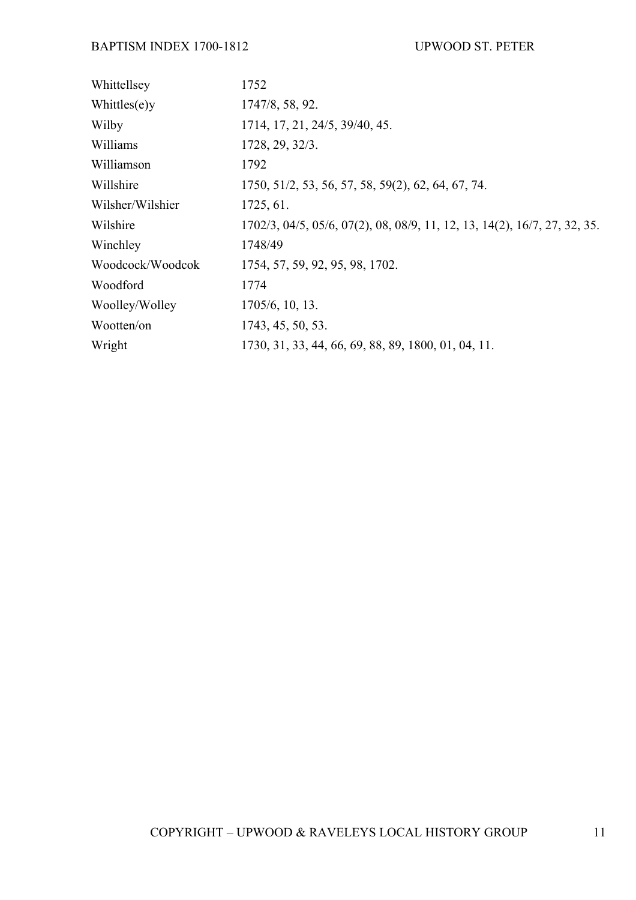| | |
|---|---|
| Whittellsey | 1752 |
| Whittles(e)y | 1747/8, 58, 92. |
| Wilby | 1714, 17, 21, 24/5, 39/40, 45. |
| Williams | 1728, 29, 32/3. |
| Williamson | 1792 |
| Willshire | 1750, 51/2, 53, 56, 57, 58, 59(2), 62, 64, 67, 74. |
| Wilsher/Wilshier | 1725, 61. |
| Wilshire | 1702/3, 04/5, 05/6, 07(2), 08, 08/9, 11, 12, 13, 14(2), 16/7, 27, 32, 35. |
| Winchley | 1748/49 |
| Woodcock/Woodcok | 1754, 57, 59, 92, 95, 98, 1702. |
| Woodford | 1774 |
| Woolley/Wolley | 1705/6, 10, 13. |
| Wootten/on | 1743, 45, 50, 53. |
| Wright | 1730, 31, 33, 44, 66, 69, 88, 89, 1800, 01, 04, 11. |

COPYRIGHT – UPWOOD & RAVELEYS LOCAL HISTORY GROUP